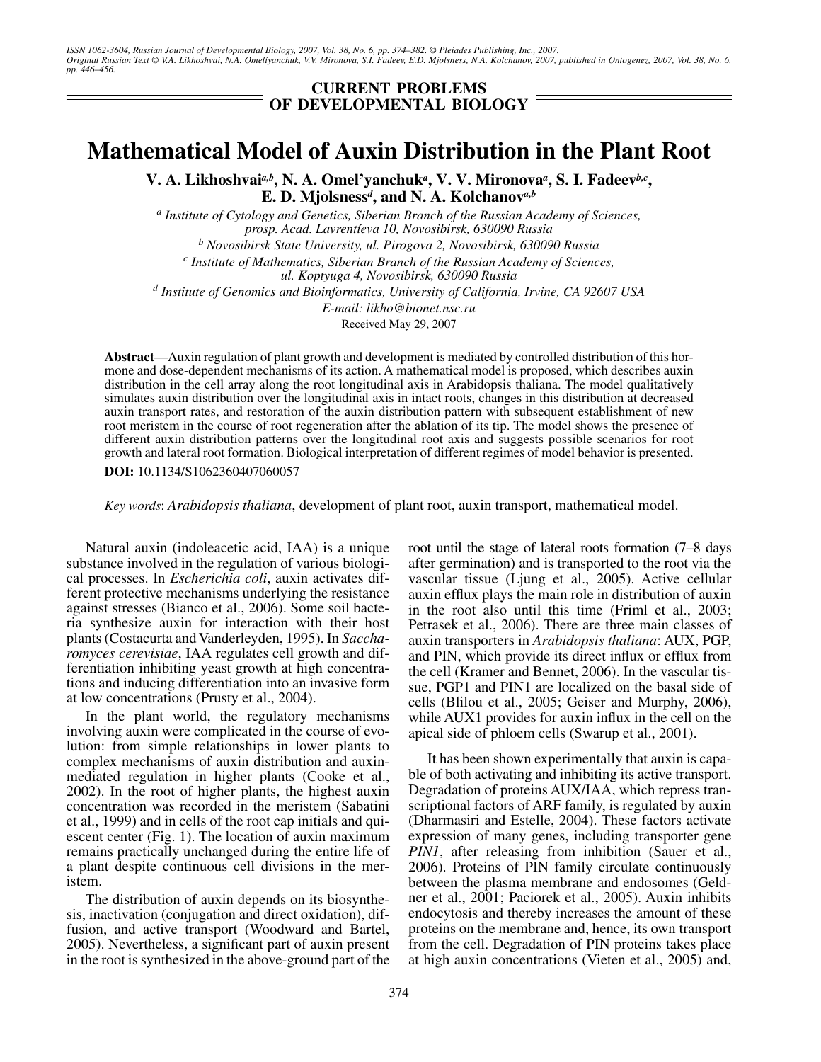ISSN 1062-3604, Russian Journal of Developmental Biology, 2007, Vol. 38, No. 6, pp. 374–382. © Pleiades Publishing, Inc., 2007.
Original Russian Text © V.A. Likhoshvai, N.A. Omel'yanchuk, V.V. Mironova, S.I. Fadeev, E.D. Mjolsness, N.A. Kolchanov, 2007, published in Ontogenez, 2007, Vol. 38, No. 6, pp. 446–456.

**CURRENT PROBLEMS OF DEVELOPMENTAL BIOLOGY**

# Mathematical Model of Auxin Distribution in the Plant Root

**V. A. Likhoshvai[a,b], N. A. Omel'yanchuk[a], V. V. Mironova[a], S. I. Fadeev[b,c], E. D. Mjolsness[d], and N. A. Kolchanov[a,b]**

[a] *Institute of Cytology and Genetics, Siberian Branch of the Russian Academy of Sciences, prosp. Acad. Lavrent'eva 10, Novosibirsk, 630090 Russia*

[b] *Novosibirsk State University, ul. Pirogova 2, Novosibirsk, 630090 Russia*

[c] *Institute of Mathematics, Siberian Branch of the Russian Academy of Sciences, ul. Koptyuga 4, Novosibirsk, 630090 Russia*

[d] *Institute of Genomics and Bioinformatics, University of California, Irvine, CA 92607 USA*

*E-mail: likho@bionet.nsc.ru*

Received May 29, 2007

**Abstract**—Auxin regulation of plant growth and development is mediated by controlled distribution of this hormone and dose-dependent mechanisms of its action. A mathematical model is proposed, which describes auxin distribution in the cell array along the root longitudinal axis in Arabidopsis thaliana. The model qualitatively simulates auxin distribution over the longitudinal axis in intact roots, changes in this distribution at decreased auxin transport rates, and restoration of the auxin distribution pattern with subsequent establishment of new root meristem in the course of root regeneration after the ablation of its tip. The model shows the presence of different auxin distribution patterns over the longitudinal root axis and suggests possible scenarios for root growth and lateral root formation. Biological interpretation of different regimes of model behavior is presented.

**DOI:** 10.1134/S1062360407060057

*Key words*: *Arabidopsis thaliana*, development of plant root, auxin transport, mathematical model.

Natural auxin (indoleacetic acid, IAA) is a unique substance involved in the regulation of various biological processes. In *Escherichia coli*, auxin activates different protective mechanisms underlying the resistance against stresses (Bianco et al., 2006). Some soil bacteria synthesize auxin for interaction with their host plants (Costacurta and Vanderleyden, 1995). In *Saccharomyces cerevisiae*, IAA regulates cell growth and differentiation inhibiting yeast growth at high concentrations and inducing differentiation into an invasive form at low concentrations (Prusty et al., 2004).

In the plant world, the regulatory mechanisms involving auxin were complicated in the course of evolution: from simple relationships in lower plants to complex mechanisms of auxin distribution and auxin-mediated regulation in higher plants (Cooke et al., 2002). In the root of higher plants, the highest auxin concentration was recorded in the meristem (Sabatini et al., 1999) and in cells of the root cap initials and quiescent center (Fig. 1). The location of auxin maximum remains practically unchanged during the entire life of a plant despite continuous cell divisions in the meristem.

The distribution of auxin depends on its biosynthesis, inactivation (conjugation and direct oxidation), diffusion, and active transport (Woodward and Bartel, 2005). Nevertheless, a significant part of auxin present in the root is synthesized in the above-ground part of the root until the stage of lateral roots formation (7–8 days after germination) and is transported to the root via the vascular tissue (Ljung et al., 2005). Active cellular auxin efflux plays the main role in distribution of auxin in the root also until this time (Friml et al., 2003; Petrasek et al., 2006). There are three main classes of auxin transporters in *Arabidopsis thaliana*: AUX, PGP, and PIN, which provide its direct influx or efflux from the cell (Kramer and Bennet, 2006). In the vascular tissue, PGP1 and PIN1 are localized on the basal side of cells (Blilou et al., 2005; Geiser and Murphy, 2006), while AUX1 provides for auxin influx in the cell on the apical side of phloem cells (Swarup et al., 2001).

It has been shown experimentally that auxin is capable of both activating and inhibiting its active transport. Degradation of proteins AUX/IAA, which repress transcriptional factors of ARF family, is regulated by auxin (Dharmasiri and Estelle, 2004). These factors activate expression of many genes, including transporter gene *PIN1*, after releasing from inhibition (Sauer et al., 2006). Proteins of PIN family circulate continuously between the plasma membrane and endosomes (Geldner et al., 2001; Paciorek et al., 2005). Auxin inhibits endocytosis and thereby increases the amount of these proteins on the membrane and, hence, its own transport from the cell. Degradation of PIN proteins takes place at high auxin concentrations (Vieten et al., 2005) and,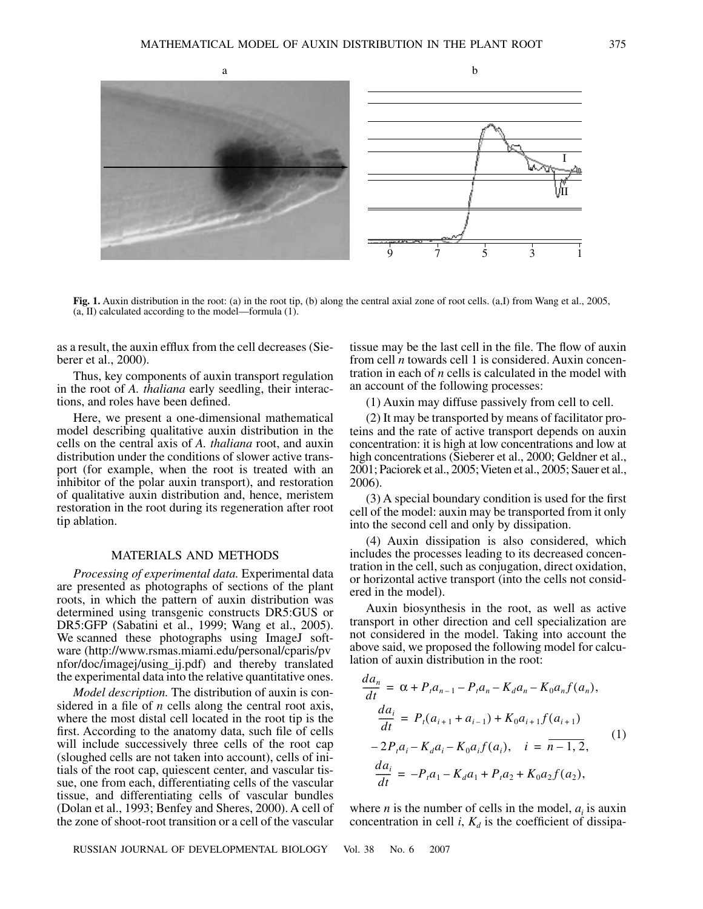**Fig. 1.** Auxin distribution in the root: (a) in the root tip, (b) along the central axial zone of root cells. (a,I) from Wang et al., 2005, (a, II) calculated according to the model—formula (1).

as a result, the auxin efflux from the cell decreases (Sieberer et al., 2000).

Thus, key components of auxin transport regulation in the root of *A. thaliana* early seedling, their interactions, and roles have been defined.

Here, we present a one-dimensional mathematical model describing qualitative auxin distribution in the cells on the central axis of *A. thaliana* root, and auxin distribution under the conditions of slower active transport (for example, when the root is treated with an inhibitor of the polar auxin transport), and restoration of qualitative auxin distribution and, hence, meristem restoration in the root during its regeneration after root tip ablation.

## MATERIALS AND METHODS

*Processing of experimental data.* Experimental data are presented as photographs of sections of the plant roots, in which the pattern of auxin distribution was determined using transgenic constructs DR5:GUS or DR5:GFP (Sabatini et al., 1999; Wang et al., 2005). We scanned these photographs using ImageJ software (http://www.rsmas.miami.edu/personal/cparis/pvnfor/doc/imagej/using_ij.pdf) and thereby translated the experimental data into the relative quantitative ones.

*Model description.* The distribution of auxin is considered in a file of $n$ cells along the central root axis, where the most distal cell located in the root tip is the first. According to the anatomy data, such file of cells will include successively three cells of the root cap (sloughed cells are not taken into account), cells of initials of the root cap, quiescent center, and vascular tissue, one from each, differentiating cells of the vascular tissue, and differentiating cells of vascular bundles (Dolan et al., 1993; Benfey and Sheres, 2000). A cell of the zone of shoot-root transition or a cell of the vascular tissue may be the last cell in the file. The flow of auxin from cell $n$ towards cell 1 is considered. Auxin concentration in each of $n$ cells is calculated in the model with an account of the following processes:

(1) Auxin may diffuse passively from cell to cell.

(2) It may be transported by means of facilitator proteins and the rate of active transport depends on auxin concentration: it is high at low concentrations and low at high concentrations (Sieberer et al., 2000; Geldner et al., 2001; Paciorek et al., 2005; Vieten et al., 2005; Sauer et al., 2006).

(3) A special boundary condition is used for the first cell of the model: auxin may be transported from it only into the second cell and only by dissipation.

(4) Auxin dissipation is also considered, which includes the processes leading to its decreased concentration in the cell, such as conjugation, direct oxidation, or horizontal active transport (into the cells not considered in the model).

Auxin biosynthesis in the root, as well as active transport in other direction and cell specialization are not considered in the model. Taking into account the above said, we proposed the following model for calculation of auxin distribution in the root:

$$\frac{da_n}{dt} = \alpha + P_t a_{n-1} - P_t a_n - K_d a_n - K_0 a_n f(a_n),$$
$$\frac{da_i}{dt} = P_t(a_{i+1} + a_{i-1}) + K_0 a_{i+1} f(a_{i+1})$$
$$- 2P_t a_i - K_d a_i - K_0 a_i f(a_i), \quad i = \overline{n-1, 2}, \tag{1}$$
$$\frac{da_i}{dt} = -P_t a_1 - K_d a_1 + P_t a_2 + K_0 a_2 f(a_2),$$

where $n$ is the number of cells in the model, $a_i$ is auxin concentration in cell $i$, $K_d$ is the coefficient of dissipa-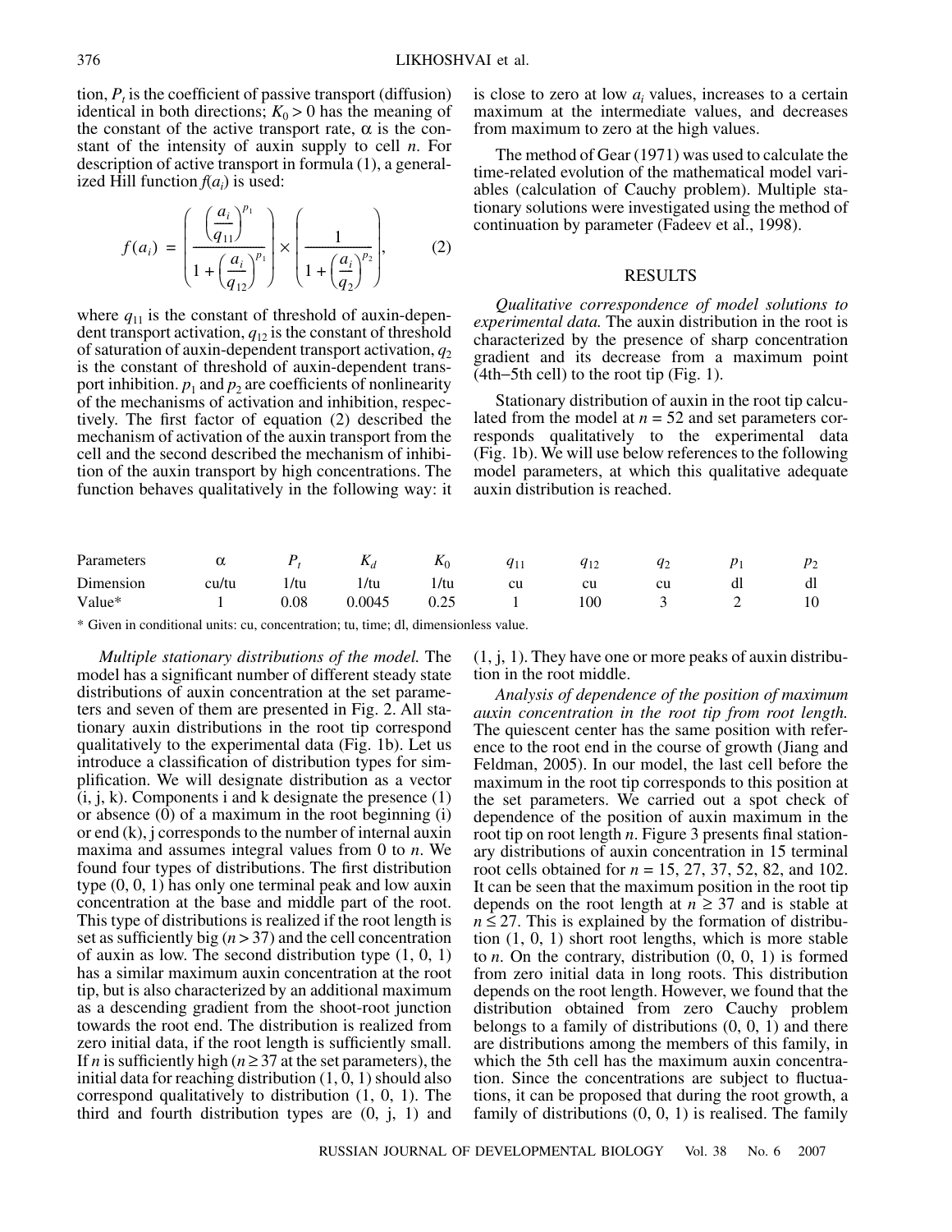tion, $P_t$ is the coefficient of passive transport (diffusion) identical in both directions; $K_0 > 0$ has the meaning of the constant of the active transport rate, $\alpha$ is the constant of the intensity of auxin supply to cell $n$. For description of active transport in formula (1), a generalized Hill function $f(a_i)$ is used:

$$f(a_i) = \left(\frac{\left(\frac{a_i}{q_{11}}\right)^{p_1}}{1 + \left(\frac{a_i}{q_{12}}\right)^{p_1}}\right) \times \left(\frac{1}{1 + \left(\frac{a_i}{q_2}\right)^{p_2}}\right), \qquad (2)$$

where $q_{11}$ is the constant of threshold of auxin-dependent transport activation, $q_{12}$ is the constant of threshold of saturation of auxin-dependent transport activation, $q_2$ is the constant of threshold of auxin-dependent transport inhibition. $p_1$ and $p_2$ are coefficients of nonlinearity of the mechanisms of activation and inhibition, respectively. The first factor of equation (2) described the mechanism of activation of the auxin transport from the cell and the second described the mechanism of inhibition of the auxin transport by high concentrations. The function behaves qualitatively in the following way: it is close to zero at low $a_i$ values, increases to a certain maximum at the intermediate values, and decreases from maximum to zero at the high values.

The method of Gear (1971) was used to calculate the time-related evolution of the mathematical model variables (calculation of Cauchy problem). Multiple stationary solutions were investigated using the method of continuation by parameter (Fadeev et al., 1998).

## RESULTS

*Qualitative correspondence of model solutions to experimental data.* The auxin distribution in the root is characterized by the presence of sharp concentration gradient and its decrease from a maximum point (4th–5th cell) to the root tip (Fig. 1).

Stationary distribution of auxin in the root tip calculated from the model at $n = 52$ and set parameters corresponds qualitatively to the experimental data (Fig. 1b). We will use below references to the following model parameters, at which this qualitative adequate auxin distribution is reached.

| Parameters | $\alpha$ | $P_t$ | $K_d$ | $K_0$ | $q_{11}$ | $q_{12}$ | $q_2$ | $p_1$ | $p_2$ |
|---|---|---|---|---|---|---|---|---|---|
| Dimension | cu/tu | 1/tu | 1/tu | 1/tu | cu | cu | cu | dl | dl |
| Value* | 1 | 0.08 | 0.0045 | 0.25 | 1 | 100 | 3 | 2 | 10 |

\* Given in conditional units: cu, concentration; tu, time; dl, dimensionless value.

*Multiple stationary distributions of the model.* The model has a significant number of different steady state distributions of auxin concentration at the set parameters and seven of them are presented in Fig. 2. All stationary auxin distributions in the root tip correspond qualitatively to the experimental data (Fig. 1b). Let us introduce a classification of distribution types for simplification. We will designate distribution as a vector (i, j, k). Components i and k designate the presence (1) or absence (0) of a maximum in the root beginning (i) or end (k), j corresponds to the number of internal auxin maxima and assumes integral values from 0 to $n$. We found four types of distributions. The first distribution type (0, 0, 1) has only one terminal peak and low auxin concentration at the base and middle part of the root. This type of distributions is realized if the root length is set as sufficiently big ($n > 37$) and the cell concentration of auxin as low. The second distribution type (1, 0, 1) has a similar maximum auxin concentration at the root tip, but is also characterized by an additional maximum as a descending gradient from the shoot-root junction towards the root end. The distribution is realized from zero initial data, if the root length is sufficiently small. If $n$ is sufficiently high ($n \geq 37$ at the set parameters), the initial data for reaching distribution (1, 0, 1) should also correspond qualitatively to distribution (1, 0, 1). The third and fourth distribution types are (0, j, 1) and (1, j, 1). They have one or more peaks of auxin distribution in the root middle.

*Analysis of dependence of the position of maximum auxin concentration in the root tip from root length.* The quiescent center has the same position with reference to the root end in the course of growth (Jiang and Feldman, 2005). In our model, the last cell before the maximum in the root tip corresponds to this position at the set parameters. We carried out a spot check of dependence of the position of auxin maximum in the root tip on root length $n$. Figure 3 presents final stationary distributions of auxin concentration in 15 terminal root cells obtained for $n = 15$, 27, 37, 52, 82, and 102. It can be seen that the maximum position in the root tip depends on the root length at $n \geq 37$ and is stable at $n \leq 27$. This is explained by the formation of distribution (1, 0, 1) short root lengths, which is more stable to $n$. On the contrary, distribution (0, 0, 1) is formed from zero initial data in long roots. This distribution depends on the root length. However, we found that the distribution obtained from zero Cauchy problem belongs to a family of distributions (0, 0, 1) and there are distributions among the members of this family, in which the 5th cell has the maximum auxin concentration. Since the concentrations are subject to fluctuations, it can be proposed that during the root growth, a family of distributions (0, 0, 1) is realised. The family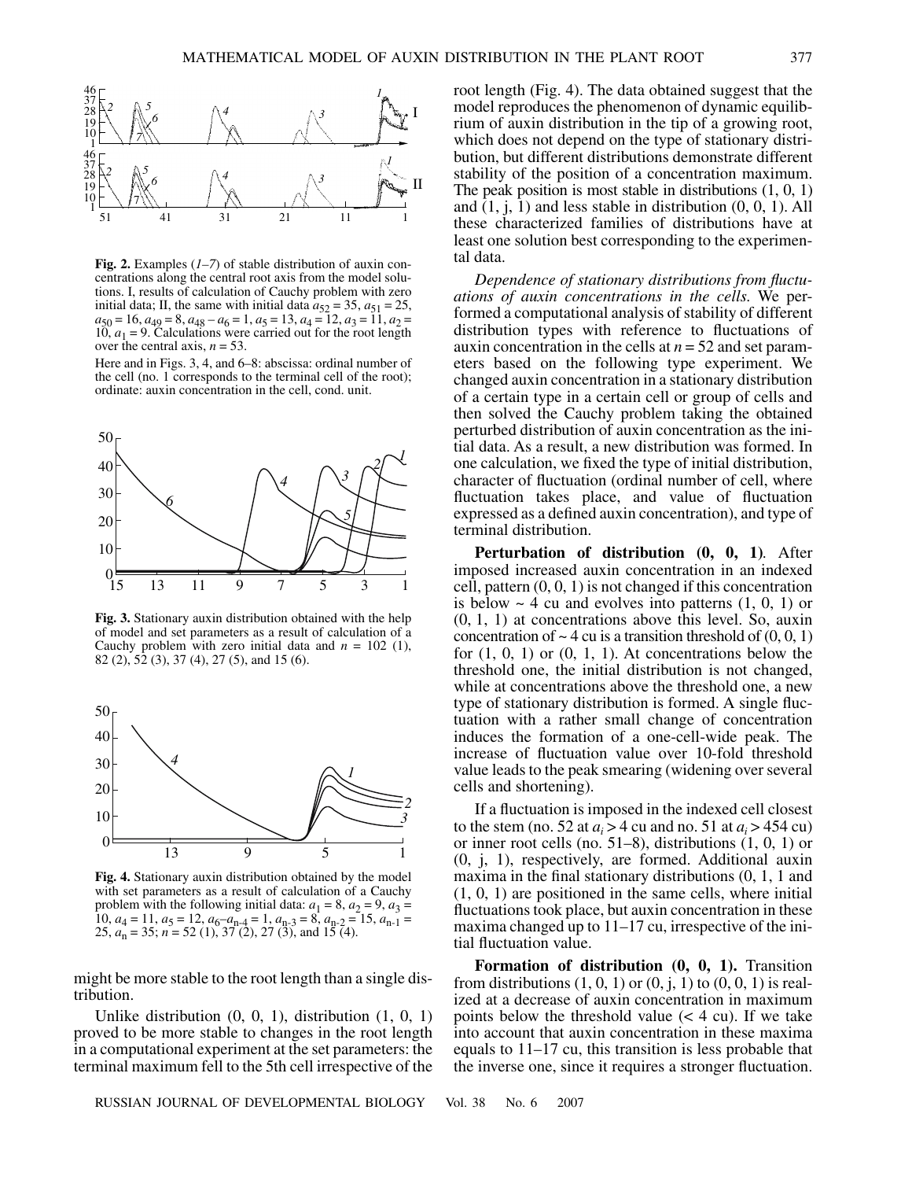**Fig. 2.** Examples (*1*–*7*) of stable distribution of auxin concentrations along the central root axis from the model solutions. I, results of calculation of Cauchy problem with zero initial data; II, the same with initial data $a_{52} = 35$, $a_{51} = 25$, $a_{50} = 16$, $a_{49} = 8$, $a_{48} - a_6 = 1$, $a_5 = 13$, $a_4 = 12$, $a_3 = 11$, $a_2 = 10$, $a_1 = 9$. Calculations were carried out for the root length over the central axis, $n = 53$.

Here and in Figs. 3, 4, and 6–8: abscissa: ordinal number of the cell (no. 1 corresponds to the terminal cell of the root); ordinate: auxin concentration in the cell, cond. unit.

**Fig. 3.** Stationary auxin distribution obtained with the help of model and set parameters as a result of calculation of a Cauchy problem with zero initial data and $n = 102$ (1), 82 (2), 52 (3), 37 (4), 27 (5), and 15 (6).

**Fig. 4.** Stationary auxin distribution obtained by the model with set parameters as a result of calculation of a Cauchy problem with the following initial data: $a_1 = 8$, $a_2 = 9$, $a_3 = 10$, $a_4 = 11$, $a_5 = 12$, $a_6$–$a_{n-4} = 1$, $a_{n-3} = 8$, $a_{n-2} = 15$, $a_{n-1} = 25$, $a_n = 35$; $n = 52$ (1), 37 (2), 27 (3), and 15 (4).

might be more stable to the root length than a single distribution.

Unlike distribution (0, 0, 1), distribution (1, 0, 1) proved to be more stable to changes in the root length in a computational experiment at the set parameters: the terminal maximum fell to the 5th cell irrespective of the root length (Fig. 4). The data obtained suggest that the model reproduces the phenomenon of dynamic equilibrium of auxin distribution in the tip of a growing root, which does not depend on the type of stationary distribution, but different distributions demonstrate different stability of the position of a concentration maximum. The peak position is most stable in distributions (1, 0, 1) and (1, j, 1) and less stable in distribution (0, 0, 1). All these characterized families of distributions have at least one solution best corresponding to the experimental data.

*Dependence of stationary distributions from fluctuations of auxin concentrations in the cells.* We performed a computational analysis of stability of different distribution types with reference to fluctuations of auxin concentration in the cells at $n = 52$ and set parameters based on the following type experiment. We changed auxin concentration in a stationary distribution of a certain type in a certain cell or group of cells and then solved the Cauchy problem taking the obtained perturbed distribution of auxin concentration as the initial data. As a result, a new distribution was formed. In one calculation, we fixed the type of initial distribution, character of fluctuation (ordinal number of cell, where fluctuation takes place, and value of fluctuation expressed as a defined auxin concentration), and type of terminal distribution.

**Perturbation of distribution (0, 0, 1)**. After imposed increased auxin concentration in an indexed cell, pattern (0, 0, 1) is not changed if this concentration is below ~ 4 cu and evolves into patterns (1, 0, 1) or (0, 1, 1) at concentrations above this level. So, auxin concentration of ~ 4 cu is a transition threshold of (0, 0, 1) for (1, 0, 1) or (0, 1, 1). At concentrations below the threshold one, the initial distribution is not changed, while at concentrations above the threshold one, a new type of stationary distribution is formed. A single fluctuation with a rather small change of concentration induces the formation of a one-cell-wide peak. The increase of fluctuation value over 10-fold threshold value leads to the peak smearing (widening over several cells and shortening).

If a fluctuation is imposed in the indexed cell closest to the stem (no. 52 at $a_i > 4$ cu and no. 51 at $a_i > 454$ cu) or inner root cells (no. 51–8), distributions (1, 0, 1) or (0, j, 1), respectively, are formed. Additional auxin maxima in the final stationary distributions (0, 1, 1 and (1, 0, 1) are positioned in the same cells, where initial fluctuations took place, but auxin concentration in these maxima changed up to 11–17 cu, irrespective of the initial fluctuation value.

**Formation of distribution (0, 0, 1).** Transition from distributions (1, 0, 1) or (0, j, 1) to (0, 0, 1) is realized at a decrease of auxin concentration in maximum points below the threshold value (< 4 cu). If we take into account that auxin concentration in these maxima equals to 11–17 cu, this transition is less probable that the inverse one, since it requires a stronger fluctuation.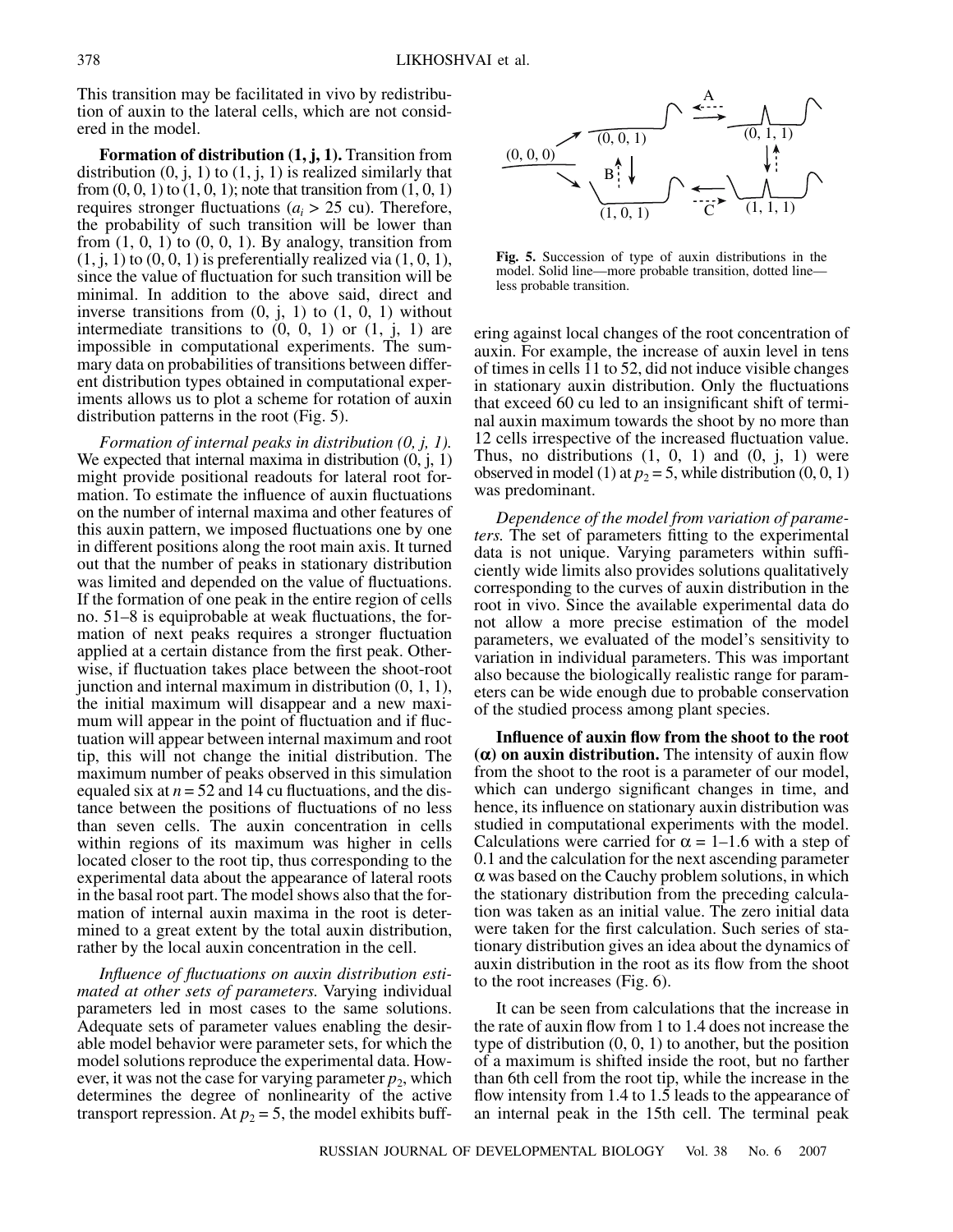This transition may be facilitated in vivo by redistribution of auxin to the lateral cells, which are not considered in the model.

**Formation of distribution (1, j, 1).** Transition from distribution (0, j, 1) to (1, j, 1) is realized similarly that from (0, 0, 1) to (1, 0, 1); note that transition from (1, 0, 1) requires stronger fluctuations ($a_i > 25$ cu). Therefore, the probability of such transition will be lower than from (1, 0, 1) to (0, 0, 1). By analogy, transition from (1, j, 1) to (0, 0, 1) is preferentially realized via (1, 0, 1), since the value of fluctuation for such transition will be minimal. In addition to the above said, direct and inverse transitions from (0, j, 1) to (1, 0, 1) without intermediate transitions to (0, 0, 1) or (1, j, 1) are impossible in computational experiments. The summary data on probabilities of transitions between different distribution types obtained in computational experiments allows us to plot a scheme for rotation of auxin distribution patterns in the root (Fig. 5).

**Fig. 5.** Succession of type of auxin distributions in the model. Solid line—more probable transition, dotted line—less probable transition.

*Formation of internal peaks in distribution (0, j, 1).* We expected that internal maxima in distribution (0, j, 1) might provide positional readouts for lateral root formation. To estimate the influence of auxin fluctuations on the number of internal maxima and other features of this auxin pattern, we imposed fluctuations one by one in different positions along the root main axis. It turned out that the number of peaks in stationary distribution was limited and depended on the value of fluctuations. If the formation of one peak in the entire region of cells no. 51–8 is equiprobable at weak fluctuations, the formation of next peaks requires a stronger fluctuation applied at a certain distance from the first peak. Otherwise, if fluctuation takes place between the shoot-root junction and internal maximum in distribution (0, 1, 1), the initial maximum will disappear and a new maximum will appear in the point of fluctuation and if fluctuation will appear between internal maximum and root tip, this will not change the initial distribution. The maximum number of peaks observed in this simulation equaled six at $n = 52$ and 14 cu fluctuations, and the distance between the positions of fluctuations of no less than seven cells. The auxin concentration in cells within regions of its maximum was higher in cells located closer to the root tip, thus corresponding to the experimental data about the appearance of lateral roots in the basal root part. The model shows also that the formation of internal auxin maxima in the root is determined to a great extent by the total auxin distribution, rather by the local auxin concentration in the cell.

*Influence of fluctuations on auxin distribution estimated at other sets of parameters.* Varying individual parameters led in most cases to the same solutions. Adequate sets of parameter values enabling the desirable model behavior were parameter sets, for which the model solutions reproduce the experimental data. However, it was not the case for varying parameter $p_2$, which determines the degree of nonlinearity of the active transport repression. At $p_2 = 5$, the model exhibits buffering against local changes of the root concentration of auxin. For example, the increase of auxin level in tens of times in cells 11 to 52, did not induce visible changes in stationary auxin distribution. Only the fluctuations that exceed 60 cu led to an insignificant shift of terminal auxin maximum towards the shoot by no more than 12 cells irrespective of the increased fluctuation value. Thus, no distributions (1, 0, 1) and (0, j, 1) were observed in model (1) at $p_2 = 5$, while distribution (0, 0, 1) was predominant.

*Dependence of the model from variation of parameters.* The set of parameters fitting to the experimental data is not unique. Varying parameters within sufficiently wide limits also provides solutions qualitatively corresponding to the curves of auxin distribution in the root in vivo. Since the available experimental data do not allow a more precise estimation of the model parameters, we evaluated of the model's sensitivity to variation in individual parameters. This was important also because the biologically realistic range for parameters can be wide enough due to probable conservation of the studied process among plant species.

**Influence of auxin flow from the shoot to the root ($\alpha$) on auxin distribution.** The intensity of auxin flow from the shoot to the root is a parameter of our model, which can undergo significant changes in time, and hence, its influence on stationary auxin distribution was studied in computational experiments with the model. Calculations were carried for $\alpha = 1$–$1.6$ with a step of 0.1 and the calculation for the next ascending parameter $\alpha$ was based on the Cauchy problem solutions, in which the stationary distribution from the preceding calculation was taken as an initial value. The zero initial data were taken for the first calculation. Such series of stationary distribution gives an idea about the dynamics of auxin distribution in the root as its flow from the shoot to the root increases (Fig. 6).

It can be seen from calculations that the increase in the rate of auxin flow from 1 to 1.4 does not increase the type of distribution (0, 0, 1) to another, but the position of a maximum is shifted inside the root, but no farther than 6th cell from the root tip, while the increase in the flow intensity from 1.4 to 1.5 leads to the appearance of an internal peak in the 15th cell. The terminal peak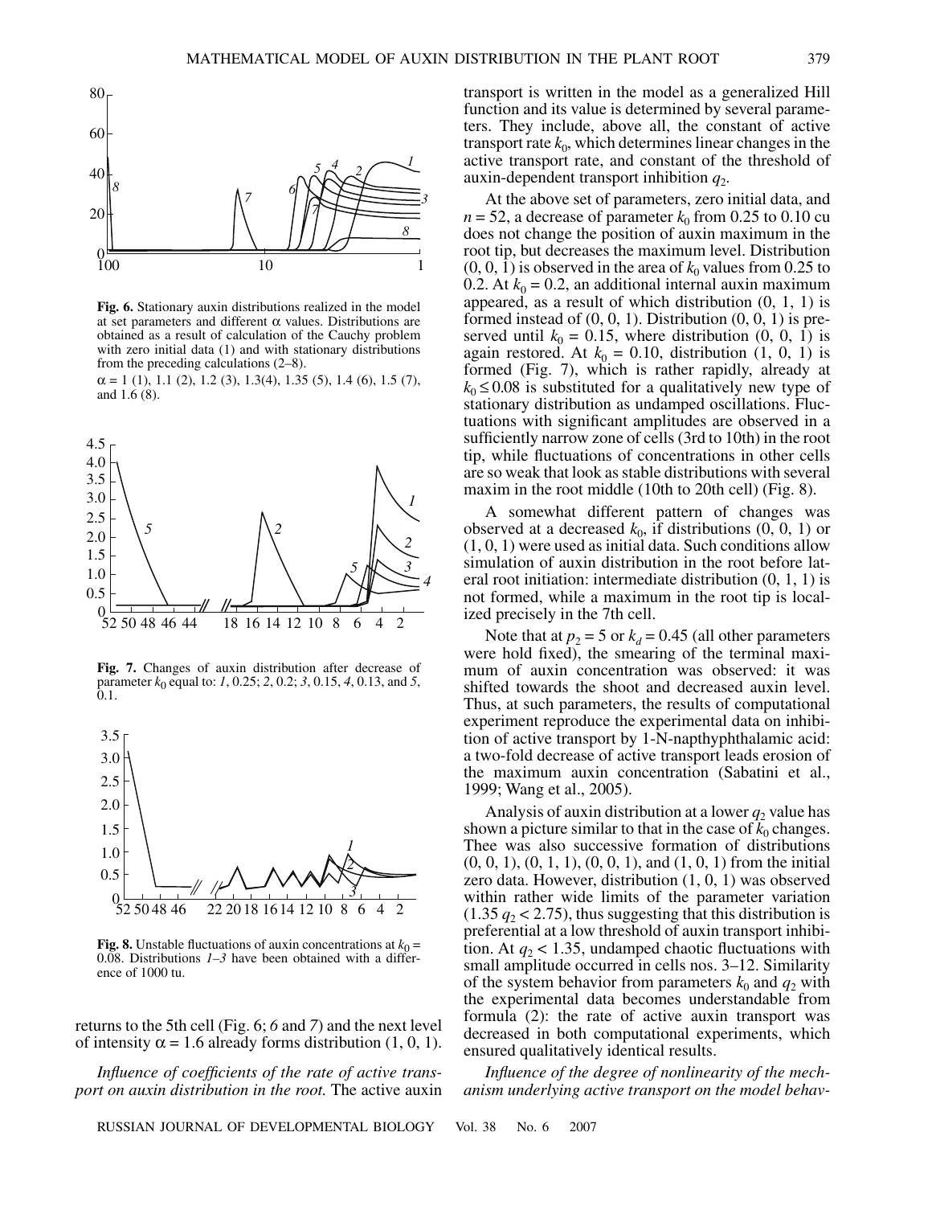**Fig. 6.** Stationary auxin distributions realized in the model at set parameters and different α values. Distributions are obtained as a result of calculation of the Cauchy problem with zero initial data (1) and with stationary distributions from the preceding calculations (2–8).

α = 1 (1), 1.1 (2), 1.2 (3), 1.3(4), 1.35 (5), 1.4 (6), 1.5 (7), and 1.6 (8).

**Fig. 7.** Changes of auxin distribution after decrease of parameter $k_0$ equal to: *1*, 0.25; *2*, 0.2; *3*, 0.15, *4*, 0.13, and *5*, 0.1.

**Fig. 8.** Unstable fluctuations of auxin concentrations at $k_0$ = 0.08. Distributions *1–3* have been obtained with a difference of 1000 tu.

returns to the 5th cell (Fig. 6; *6* and *7*) and the next level of intensity α = 1.6 already forms distribution (1, 0, 1).

*Influence of coefficients of the rate of active transport on auxin distribution in the root.* The active auxin transport is written in the model as a generalized Hill function and its value is determined by several parameters. They include, above all, the constant of active transport rate $k_0$, which determines linear changes in the active transport rate, and constant of the threshold of auxin-dependent transport inhibition $q_2$.

At the above set of parameters, zero initial data, and $n = 52$, a decrease of parameter $k_0$ from 0.25 to 0.10 cu does not change the position of auxin maximum in the root tip, but decreases the maximum level. Distribution (0, 0, 1) is observed in the area of $k_0$ values from 0.25 to 0.2. At $k_0 = 0.2$, an additional internal auxin maximum appeared, as a result of which distribution (0, 1, 1) is formed instead of (0, 0, 1). Distribution (0, 0, 1) is preserved until $k_0 = 0.15$, where distribution (0, 0, 1) is again restored. At $k_0 = 0.10$, distribution (1, 0, 1) is formed (Fig. 7), which is rather rapidly, already at $k_0 \leq 0.08$ is substituted for a qualitatively new type of stationary distribution as undamped oscillations. Fluctuations with significant amplitudes are observed in a sufficiently narrow zone of cells (3rd to 10th) in the root tip, while fluctuations of concentrations in other cells are so weak that look as stable distributions with several maxim in the root middle (10th to 20th cell) (Fig. 8).

A somewhat different pattern of changes was observed at a decreased $k_0$, if distributions (0, 0, 1) or (1, 0, 1) were used as initial data. Such conditions allow simulation of auxin distribution in the root before lateral root initiation: intermediate distribution (0, 1, 1) is not formed, while a maximum in the root tip is localized precisely in the 7th cell.

Note that at $p_2 = 5$ or $k_d = 0.45$ (all other parameters were hold fixed), the smearing of the terminal maximum of auxin concentration was observed: it was shifted towards the shoot and decreased auxin level. Thus, at such parameters, the results of computational experiment reproduce the experimental data on inhibition of active transport by 1-N-napthyphthalamic acid: a two-fold decrease of active transport leads erosion of the maximum auxin concentration (Sabatini et al., 1999; Wang et al., 2005).

Analysis of auxin distribution at a lower $q_2$ value has shown a picture similar to that in the case of $k_0$ changes. Thee was also successive formation of distributions (0, 0, 1), (0, 1, 1), (0, 0, 1), and (1, 0, 1) from the initial zero data. However, distribution (1, 0, 1) was observed within rather wide limits of the parameter variation ($1.35\ q_2 < 2.75$), thus suggesting that this distribution is preferential at a low threshold of auxin transport inhibition. At $q_2 < 1.35$, undamped chaotic fluctuations with small amplitude occurred in cells nos. 3–12. Similarity of the system behavior from parameters $k_0$ and $q_2$ with the experimental data becomes understandable from formula (2): the rate of active auxin transport was decreased in both computational experiments, which ensured qualitatively identical results.

*Influence of the degree of nonlinearity of the mechanism underlying active transport on the model behav-*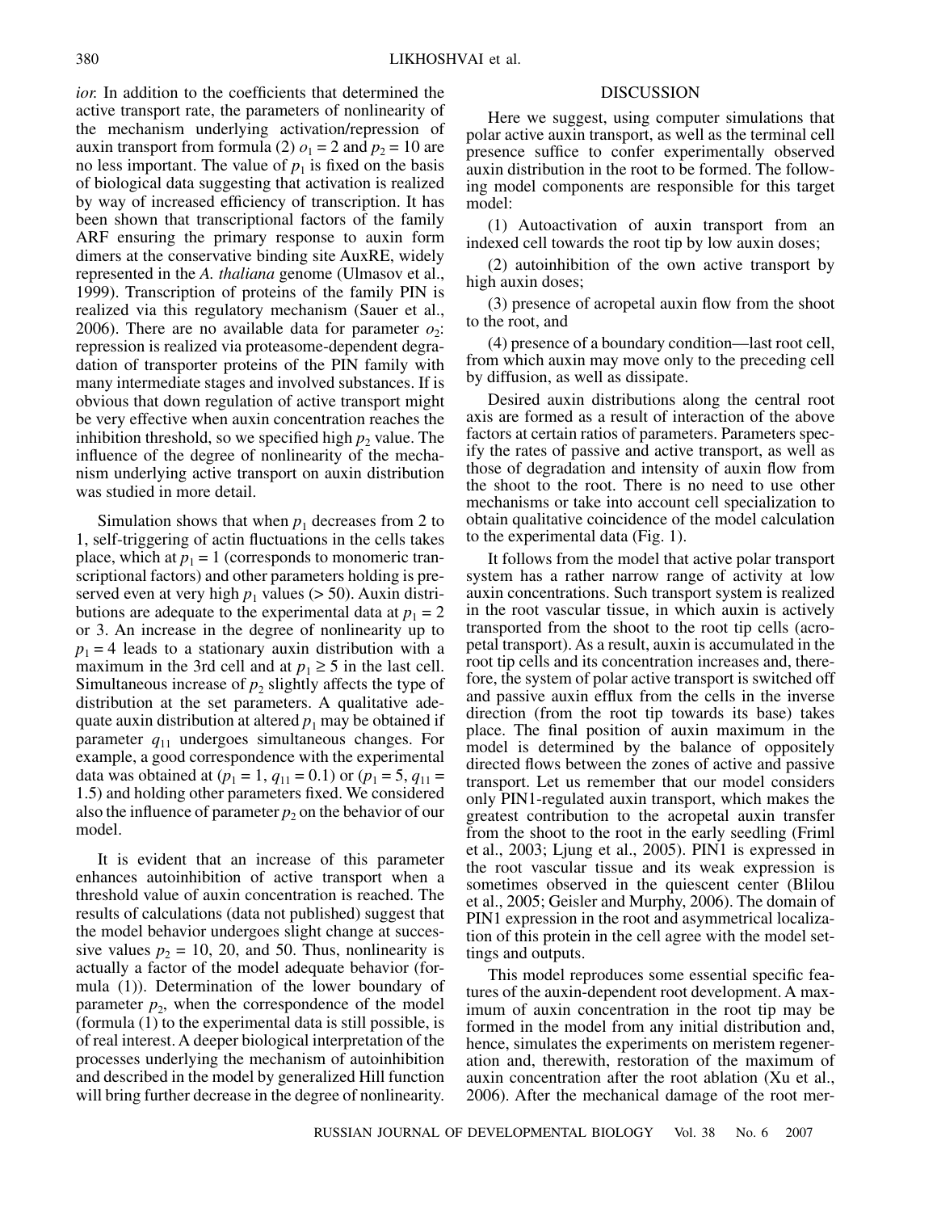*ior*. In addition to the coefficients that determined the active transport rate, the parameters of nonlinearity of the mechanism underlying activation/repression of auxin transport from formula (2) $o_1 = 2$ and $p_2 = 10$ are no less important. The value of $p_1$ is fixed on the basis of biological data suggesting that activation is realized by way of increased efficiency of transcription. It has been shown that transcriptional factors of the family ARF ensuring the primary response to auxin form dimers at the conservative binding site AuxRE, widely represented in the *A. thaliana* genome (Ulmasov et al., 1999). Transcription of proteins of the family PIN is realized via this regulatory mechanism (Sauer et al., 2006). There are no available data for parameter $o_2$: repression is realized via proteasome-dependent degradation of transporter proteins of the PIN family with many intermediate stages and involved substances. If is obvious that down regulation of active transport might be very effective when auxin concentration reaches the inhibition threshold, so we specified high $p_2$ value. The influence of the degree of nonlinearity of the mechanism underlying active transport on auxin distribution was studied in more detail.

Simulation shows that when $p_1$ decreases from 2 to 1, self-triggering of actin fluctuations in the cells takes place, which at $p_1 = 1$ (corresponds to monomeric transcriptional factors) and other parameters holding is preserved even at very high $p_1$ values (> 50). Auxin distributions are adequate to the experimental data at $p_1 = 2$ or 3. An increase in the degree of nonlinearity up to $p_1 = 4$ leads to a stationary auxin distribution with a maximum in the 3rd cell and at $p_1 \geq 5$ in the last cell. Simultaneous increase of $p_2$ slightly affects the type of distribution at the set parameters. A qualitative adequate auxin distribution at altered $p_1$ may be obtained if parameter $q_{11}$ undergoes simultaneous changes. For example, a good correspondence with the experimental data was obtained at ($p_1 = 1$, $q_{11} = 0.1$) or ($p_1 = 5$, $q_{11} = 1.5$) and holding other parameters fixed. We considered also the influence of parameter $p_2$ on the behavior of our model.

It is evident that an increase of this parameter enhances autoinhibition of active transport when a threshold value of auxin concentration is reached. The results of calculations (data not published) suggest that the model behavior undergoes slight change at successive values $p_2 = 10$, 20, and 50. Thus, nonlinearity is actually a factor of the model adequate behavior (formula (1)). Determination of the lower boundary of parameter $p_2$, when the correspondence of the model (formula (1) to the experimental data is still possible, is of real interest. A deeper biological interpretation of the processes underlying the mechanism of autoinhibition and described in the model by generalized Hill function will bring further decrease in the degree of nonlinearity.

## DISCUSSION

Here we suggest, using computer simulations that polar active auxin transport, as well as the terminal cell presence suffice to confer experimentally observed auxin distribution in the root to be formed. The following model components are responsible for this target model:

(1) Autoactivation of auxin transport from an indexed cell towards the root tip by low auxin doses;

(2) autoinhibition of the own active transport by high auxin doses;

(3) presence of acropetal auxin flow from the shoot to the root, and

(4) presence of a boundary condition—last root cell, from which auxin may move only to the preceding cell by diffusion, as well as dissipate.

Desired auxin distributions along the central root axis are formed as a result of interaction of the above factors at certain ratios of parameters. Parameters specify the rates of passive and active transport, as well as those of degradation and intensity of auxin flow from the shoot to the root. There is no need to use other mechanisms or take into account cell specialization to obtain qualitative coincidence of the model calculation to the experimental data (Fig. 1).

It follows from the model that active polar transport system has a rather narrow range of activity at low auxin concentrations. Such transport system is realized in the root vascular tissue, in which auxin is actively transported from the shoot to the root tip cells (acropetal transport). As a result, auxin is accumulated in the root tip cells and its concentration increases and, therefore, the system of polar active transport is switched off and passive auxin efflux from the cells in the inverse direction (from the root tip towards its base) takes place. The final position of auxin maximum in the model is determined by the balance of oppositely directed flows between the zones of active and passive transport. Let us remember that our model considers only PIN1-regulated auxin transport, which makes the greatest contribution to the acropetal auxin transfer from the shoot to the root in the early seedling (Friml et al., 2003; Ljung et al., 2005). PIN1 is expressed in the root vascular tissue and its weak expression is sometimes observed in the quiescent center (Blilou et al., 2005; Geisler and Murphy, 2006). The domain of PIN1 expression in the root and asymmetrical localization of this protein in the cell agree with the model settings and outputs.

This model reproduces some essential specific features of the auxin-dependent root development. A maximum of auxin concentration in the root tip may be formed in the model from any initial distribution and, hence, simulates the experiments on meristem regeneration and, therewith, restoration of the maximum of auxin concentration after the root ablation (Xu et al., 2006). After the mechanical damage of the root mer-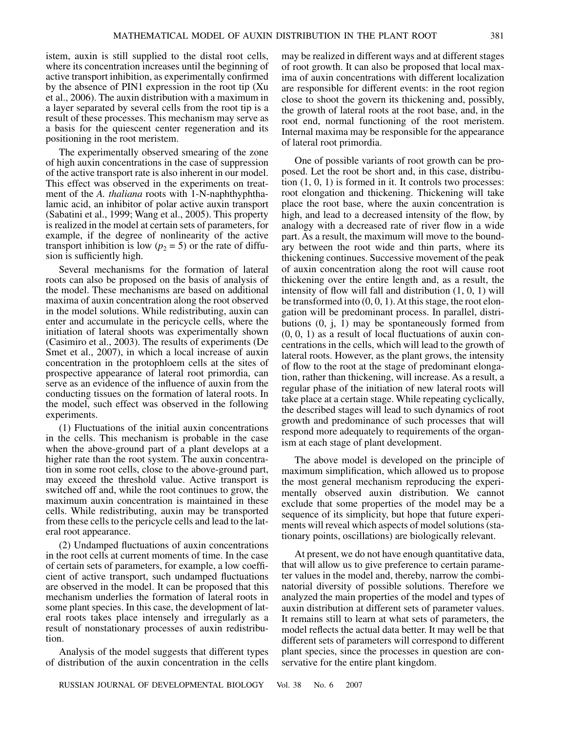istem, auxin is still supplied to the distal root cells, where its concentration increases until the beginning of active transport inhibition, as experimentally confirmed by the absence of PIN1 expression in the root tip (Xu et al., 2006). The auxin distribution with a maximum in a layer separated by several cells from the root tip is a result of these processes. This mechanism may serve as a basis for the quiescent center regeneration and its positioning in the root meristem.

The experimentally observed smearing of the zone of high auxin concentrations in the case of suppression of the active transport rate is also inherent in our model. This effect was observed in the experiments on treatment of the *A. thaliana* roots with 1-N-naphthyphthalamic acid, an inhibitor of polar active auxin transport (Sabatini et al., 1999; Wang et al., 2005). This property is realized in the model at certain sets of parameters, for example, if the degree of nonlinearity of the active transport inhibition is low ($p_2 = 5$) or the rate of diffusion is sufficiently high.

Several mechanisms for the formation of lateral roots can also be proposed on the basis of analysis of the model. These mechanisms are based on additional maxima of auxin concentration along the root observed in the model solutions. While redistributing, auxin can enter and accumulate in the pericycle cells, where the initiation of lateral shoots was experimentally shown (Casimiro et al., 2003). The results of experiments (De Smet et al., 2007), in which a local increase of auxin concentration in the protophloem cells at the sites of prospective appearance of lateral root primordia, can serve as an evidence of the influence of auxin from the conducting tissues on the formation of lateral roots. In the model, such effect was observed in the following experiments.

(1) Fluctuations of the initial auxin concentrations in the cells. This mechanism is probable in the case when the above-ground part of a plant develops at a higher rate than the root system. The auxin concentration in some root cells, close to the above-ground part, may exceed the threshold value. Active transport is switched off and, while the root continues to grow, the maximum auxin concentration is maintained in these cells. While redistributing, auxin may be transported from these cells to the pericycle cells and lead to the lateral root appearance.

(2) Undamped fluctuations of auxin concentrations in the root cells at current moments of time. In the case of certain sets of parameters, for example, a low coefficient of active transport, such undamped fluctuations are observed in the model. It can be proposed that this mechanism underlies the formation of lateral roots in some plant species. In this case, the development of lateral roots takes place intensely and irregularly as a result of nonstationary processes of auxin redistribution.

Analysis of the model suggests that different types of distribution of the auxin concentration in the cells may be realized in different ways and at different stages of root growth. It can also be proposed that local maxima of auxin concentrations with different localization are responsible for different events: in the root region close to shoot the govern its thickening and, possibly, the growth of lateral roots at the root base, and, in the root end, normal functioning of the root meristem. Internal maxima may be responsible for the appearance of lateral root primordia.

One of possible variants of root growth can be proposed. Let the root be short and, in this case, distribution (1, 0, 1) is formed in it. It controls two processes: root elongation and thickening. Thickening will take place the root base, where the auxin concentration is high, and lead to a decreased intensity of the flow, by analogy with a decreased rate of river flow in a wide part. As a result, the maximum will move to the boundary between the root wide and thin parts, where its thickening continues. Successive movement of the peak of auxin concentration along the root will cause root thickening over the entire length and, as a result, the intensity of flow will fall and distribution (1, 0, 1) will be transformed into (0, 0, 1). At this stage, the root elongation will be predominant process. In parallel, distributions (0, j, 1) may be spontaneously formed from (0, 0, 1) as a result of local fluctuations of auxin concentrations in the cells, which will lead to the growth of lateral roots. However, as the plant grows, the intensity of flow to the root at the stage of predominant elongation, rather than thickening, will increase. As a result, a regular phase of the initiation of new lateral roots will take place at a certain stage. While repeating cyclically, the described stages will lead to such dynamics of root growth and predominance of such processes that will respond more adequately to requirements of the organism at each stage of plant development.

The above model is developed on the principle of maximum simplification, which allowed us to propose the most general mechanism reproducing the experimentally observed auxin distribution. We cannot exclude that some properties of the model may be a sequence of its simplicity, but hope that future experiments will reveal which aspects of model solutions (stationary points, oscillations) are biologically relevant.

At present, we do not have enough quantitative data, that will allow us to give preference to certain parameter values in the model and, thereby, narrow the combinatorial diversity of possible solutions. Therefore we analyzed the main properties of the model and types of auxin distribution at different sets of parameter values. It remains still to learn at what sets of parameters, the model reflects the actual data better. It may well be that different sets of parameters will correspond to different plant species, since the processes in question are conservative for the entire plant kingdom.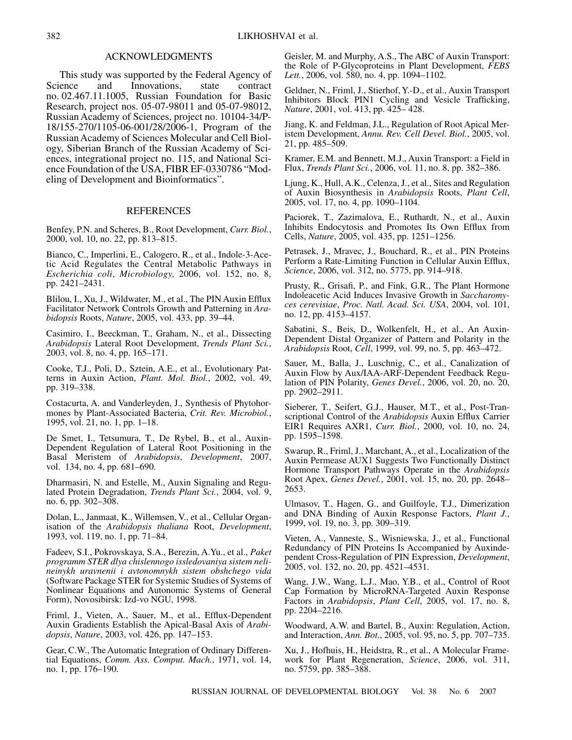## ACKNOWLEDGMENTS

This study was supported by the Federal Agency of Science and Innovations, state contract no. 02.467.11.1005, Russian Foundation for Basic Research, project nos. 05-07-98011 and 05-07-98012, Russian Academy of Sciences, project no. 10104-34/P-18/155-270/1105-06-001/28/2006-1, Program of the Russian Academy of Sciences Molecular and Cell Biology, Siberian Branch of the Russian Academy of Sciences, integrational project no. 115, and National Science Foundation of the USA, FIBR EF-0330786 "Modeling of Development and Bioinformatics".

## REFERENCES

Benfey, P.N. and Scheres, B., Root Development, *Curr. Biol.*, 2000, vol. 10, no. 22, pp. 813–815.

Bianco, C., Imperlini, E., Calogero, R., et al., Indole-3-Acetic Acid Regulates the Central Metabolic Pathways in *Escherichia coli*, *Microbiology*, 2006, vol. 152, no. 8, pp. 2421–2431.

Blilou, I., Xu, J., Wildwater, M., et al., The PIN Auxin Efflux Facilitator Network Controls Growth and Patterning in *Arabidopsis* Roots, *Nature*, 2005, vol. 433, pp. 39–44.

Casimiro, I., Beeckman, T., Graham, N., et al., Dissecting *Arabidopsis* Lateral Root Development, *Trends Plant Sci.*, 2003, vol. 8, no. 4, pp. 165–171.

Cooke, T.J., Poli, D., Sztein, A.E., et al., Evolutionary Patterns in Auxin Action, *Plant. Mol. Biol.*, 2002, vol. 49, pp. 319–338.

Costacurta, A. and Vanderleyden, J., Synthesis of Phytohormones by Plant-Associated Bacteria, *Crit. Rev. Microbiol.*, 1995, vol. 21, no. 1, pp. 1–18.

De Smet, I., Tetsumura, T., De Rybel, B., et al., Auxin-Dependent Regulation of Lateral Root Positioning in the Basal Meristem of *Arabidopsis*, *Development*, 2007, vol. 134, no. 4, pp. 681–690.

Dharmasiri, N. and Estelle, M., Auxin Signaling and Regulated Protein Degradation, *Trends Plant Sci.*, 2004, vol. 9, no. 6, pp. 302–308.

Dolan, L., Janmaat, K., Willemsen, V., et al., Cellular Organisation of the *Arabidopsis thaliana* Root, *Development*, 1993, vol. 119, no. 1, pp. 71–84.

Fadeev, S.I., Pokrovskaya, S.A., Berezin, A.Yu., et al., *Paket programm STER dlya chislennogo issledovaniya sistem nelineinykh uravnenii i avtonomnykh sistem obshchego vida* (Software Package STER for Systemic Studies of Systems of Nonlinear Equations and Autonomic Systems of General Form), Novosibirsk: Izd-vo NGU, 1998.

Friml, J., Vieten, A., Sauer, M., et al., Efflux-Dependent Auxin Gradients Establish the Apical-Basal Axis of *Arabidopsis*, *Nature*, 2003, vol. 426, pp. 147–153.

Gear, C.W., The Automatic Integration of Ordinary Differential Equations, *Comm. Ass. Comput. Mach.*, 1971, vol. 14, no. 1, pp. 176–190.

Geisler, M. and Murphy, A.S., The ABC of Auxin Transport: the Role of P-Glycoproteins in Plant Development, *FEBS Lett.*, 2006, vol. 580, no. 4, pp. 1094–1102.

Geldner, N., Friml, J., Stierhof, Y.-D., et al., Auxin Transport Inhibitors Block PIN1 Cycling and Vesicle Trafficking, *Nature*, 2001, vol. 413, pp. 425– 428.

Jiang, K. and Feldman, J.L., Regulation of Root Apical Meristem Development, *Annu. Rev. Cell Devel. Biol.*, 2005, vol. 21, pp. 485–509.

Kramer, E.M. and Bennett, M.J., Auxin Transport: a Field in Flux, *Trends Plant Sci.*, 2006, vol. 11, no. 8, pp. 382–386.

Ljung, K., Hull, A.K., Celenza, J., et al., Sites and Regulation of Auxin Biosynthesis in *Arabidopsis* Roots, *Plant Cell*, 2005, vol. 17, no. 4, pp. 1090–1104.

Paciorek, T., Zazimalova, E., Ruthardt, N., et al., Auxin Inhibits Endocytosis and Promotes Its Own Efflux from Cells, *Nature*, 2005, vol. 435, pp. 1251–1256.

Petrasek, J., Mravec, J., Bouchard, R., et al., PIN Proteins Perform a Rate-Limiting Function in Cellular Auxin Efflux, *Science*, 2006, vol. 312, no. 5775, pp. 914–918.

Prusty, R., Grisafi, P., and Fink, G.R., The Plant Hormone Indoleacetic Acid Induces Invasive Growth in *Saccharomyces cerevisiae*, *Proc. Natl. Acad. Sci. USA*, 2004, vol. 101, no. 12, pp. 4153–4157.

Sabatini, S., Beis, D., Wolkenfelt, H., et al., An Auxin-Dependent Distal Organizer of Pattern and Polarity in the *Arabidopsis* Root, *Cell*, 1999, vol. 99, no. 5, pp. 463–472.

Sauer, M., Balla, J., Luschnig, C., et al., Canalization of Auxin Flow by Aux/IAA-ARF-Dependent Feedback Regulation of PIN Polarity, *Genes Devel.*, 2006, vol. 20, no. 20, pp. 2902–2911.

Sieberer, T., Seifert, G.J., Hauser, M.T., et al., Post-Transcriptional Control of the *Arabidopsis* Auxin Efflux Carrier EIR1 Requires AXR1, *Curr. Biol.*, 2000, vol. 10, no. 24, pp. 1595–1598.

Swarup, R., Friml, J., Marchant, A., et al., Localization of the Auxin Permease AUX1 Suggests Two Functionally Distinct Hormone Transport Pathways Operate in the *Arabidopsis* Root Apex, *Genes Devel.*, 2001, vol. 15, no. 20, pp. 2648–2653.

Ulmasov, T., Hagen, G., and Guilfoyle, T.J., Dimerization and DNA Binding of Auxin Response Factors, *Plant J.*, 1999, vol. 19, no. 3, pp. 309–319.

Vieten, A., Vanneste, S., Wisniewska, J., et al., Functional Redundancy of PIN Proteins Is Accompanied by Auxindependent Cross-Regulation of PIN Expression, *Development*, 2005, vol. 132, no. 20, pp. 4521–4531.

Wang, J.W., Wang, L.J., Mao, Y.B., et al., Control of Root Cap Formation by MicroRNA-Targeted Auxin Response Factors in *Arabidopsis*, *Plant Cell*, 2005, vol. 17, no. 8, pp. 2204–2216.

Woodward, A.W. and Bartel, B., Auxin: Regulation, Action, and Interaction, *Ann. Bot.*, 2005, vol. 95, no. 5, pp. 707–735.

Xu, J., Hofhuis, H., Heidstra, R., et al., A Molecular Framework for Plant Regeneration, *Science*, 2006, vol. 311, no. 5759, pp. 385–388.